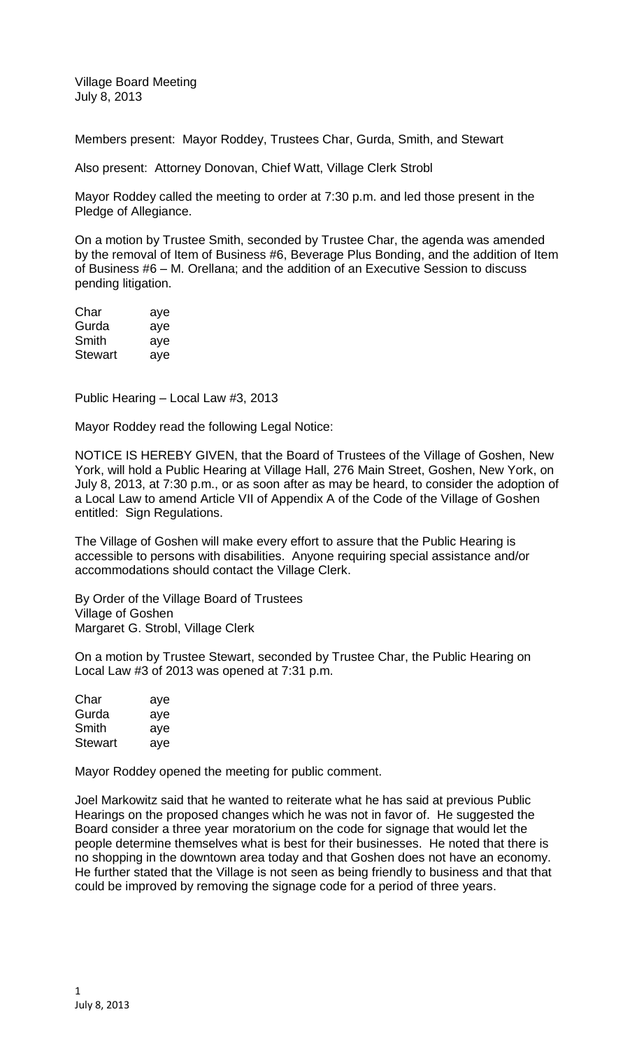Village Board Meeting
July 8, 2013

Members present: Mayor Roddey, Trustees Char, Gurda, Smith, and Stewart

Also present: Attorney Donovan, Chief Watt, Village Clerk Strobl

Mayor Roddey called the meeting to order at 7:30 p.m. and led those present in the Pledge of Allegiance.

On a motion by Trustee Smith, seconded by Trustee Char, the agenda was amended by the removal of Item of Business #6, Beverage Plus Bonding, and the addition of Item of Business #6 – M. Orellana; and the addition of an Executive Session to discuss pending litigation.

| | |
|---|---|
| Char | aye |
| Gurda | aye |
| Smith | aye |
| Stewart | aye |

Public Hearing – Local Law #3, 2013

Mayor Roddey read the following Legal Notice:

NOTICE IS HEREBY GIVEN, that the Board of Trustees of the Village of Goshen, New York, will hold a Public Hearing at Village Hall, 276 Main Street, Goshen, New York, on July 8, 2013, at 7:30 p.m., or as soon after as may be heard, to consider the adoption of a Local Law to amend Article VII of Appendix A of the Code of the Village of Goshen entitled: Sign Regulations.

The Village of Goshen will make every effort to assure that the Public Hearing is accessible to persons with disabilities. Anyone requiring special assistance and/or accommodations should contact the Village Clerk.

By Order of the Village Board of Trustees
Village of Goshen
Margaret G. Strobl, Village Clerk

On a motion by Trustee Stewart, seconded by Trustee Char, the Public Hearing on Local Law #3 of 2013 was opened at 7:31 p.m.

| | |
|---|---|
| Char | aye |
| Gurda | aye |
| Smith | aye |
| Stewart | aye |

Mayor Roddey opened the meeting for public comment.

Joel Markowitz said that he wanted to reiterate what he has said at previous Public Hearings on the proposed changes which he was not in favor of. He suggested the Board consider a three year moratorium on the code for signage that would let the people determine themselves what is best for their businesses. He noted that there is no shopping in the downtown area today and that Goshen does not have an economy. He further stated that the Village is not seen as being friendly to business and that that could be improved by removing the signage code for a period of three years.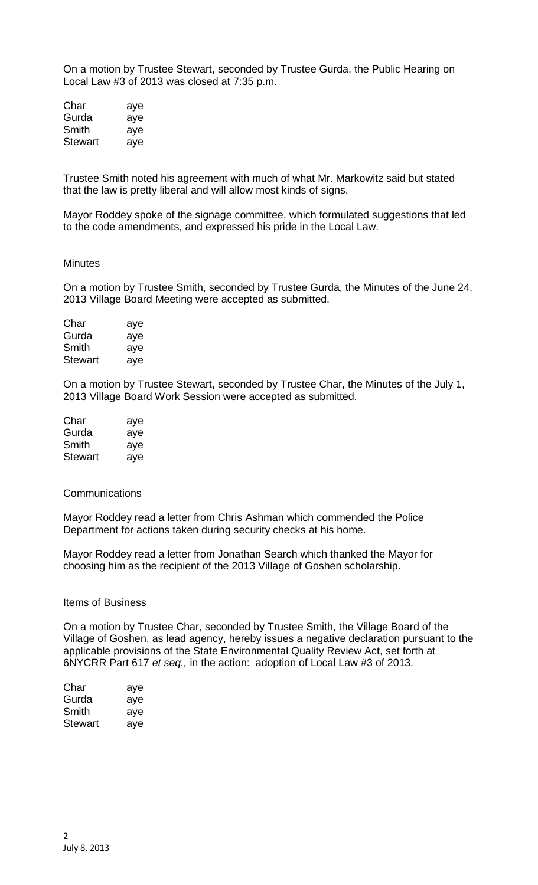On a motion by Trustee Stewart, seconded by Trustee Gurda, the Public Hearing on Local Law #3 of 2013 was closed at 7:35 p.m.

| | |
|---|---|
| Char | aye |
| Gurda | aye |
| Smith | aye |
| Stewart | aye |

Trustee Smith noted his agreement with much of what Mr. Markowitz said but stated that the law is pretty liberal and will allow most kinds of signs.

Mayor Roddey spoke of the signage committee, which formulated suggestions that led to the code amendments, and expressed his pride in the Local Law.

Minutes

On a motion by Trustee Smith, seconded by Trustee Gurda, the Minutes of the June 24, 2013 Village Board Meeting were accepted as submitted.

| | |
|---|---|
| Char | aye |
| Gurda | aye |
| Smith | aye |
| Stewart | aye |

On a motion by Trustee Stewart, seconded by Trustee Char, the Minutes of the July 1, 2013 Village Board Work Session were accepted as submitted.

| | |
|---|---|
| Char | aye |
| Gurda | aye |
| Smith | aye |
| Stewart | aye |

Communications

Mayor Roddey read a letter from Chris Ashman which commended the Police Department for actions taken during security checks at his home.

Mayor Roddey read a letter from Jonathan Search which thanked the Mayor for choosing him as the recipient of the 2013 Village of Goshen scholarship.

Items of Business

On a motion by Trustee Char, seconded by Trustee Smith, the Village Board of the Village of Goshen, as lead agency, hereby issues a negative declaration pursuant to the applicable provisions of the State Environmental Quality Review Act, set forth at 6NYCRR Part 617 *et seq.,* in the action: adoption of Local Law #3 of 2013.

| | |
|---|---|
| Char | aye |
| Gurda | aye |
| Smith | aye |
| Stewart | aye |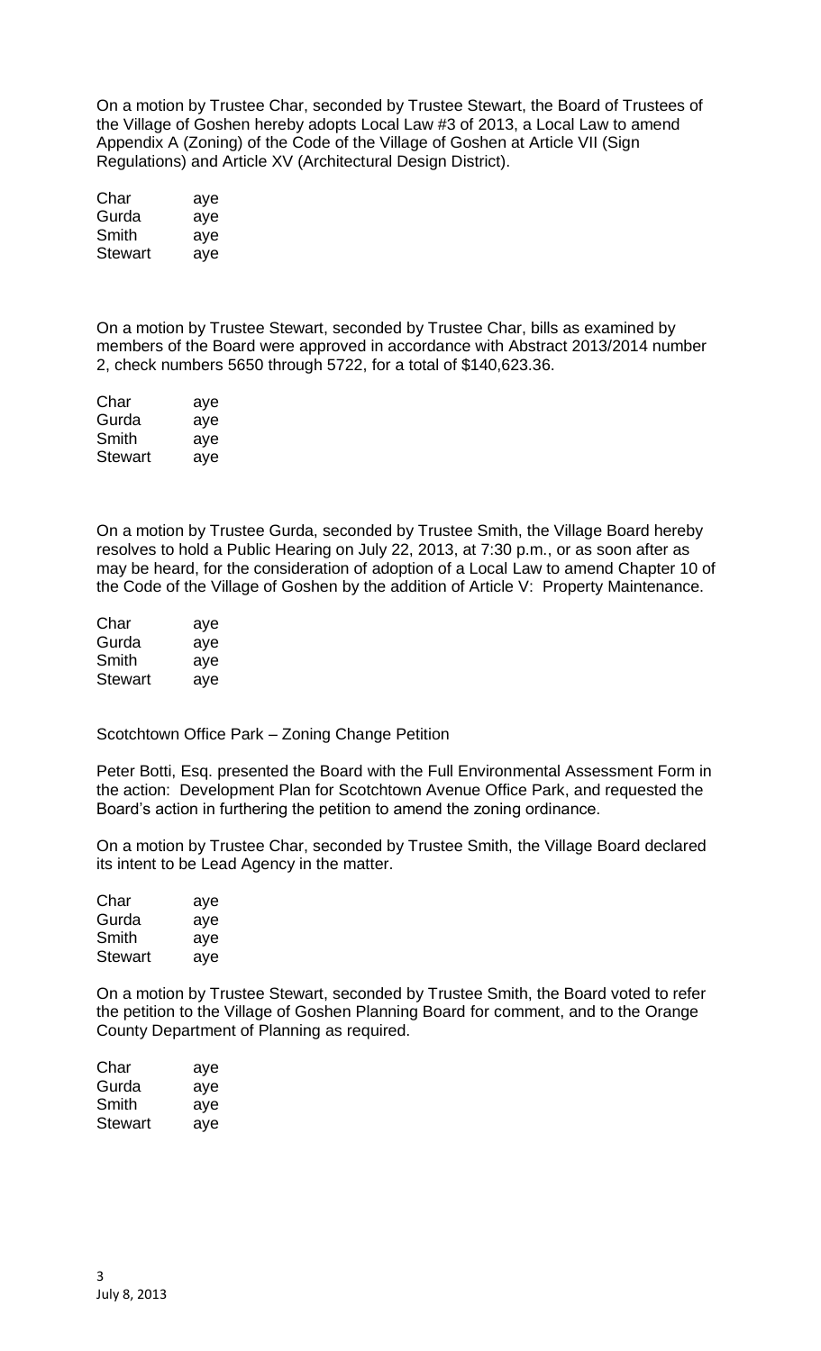On a motion by Trustee Char, seconded by Trustee Stewart, the Board of Trustees of the Village of Goshen hereby adopts Local Law #3 of 2013, a Local Law to amend Appendix A (Zoning) of the Code of the Village of Goshen at Article VII (Sign Regulations) and Article XV (Architectural Design District).

| | |
|---|---|
| Char | aye |
| Gurda | aye |
| Smith | aye |
| Stewart | aye |

On a motion by Trustee Stewart, seconded by Trustee Char, bills as examined by members of the Board were approved in accordance with Abstract 2013/2014 number 2, check numbers 5650 through 5722, for a total of $140,623.36.

| | |
|---|---|
| Char | aye |
| Gurda | aye |
| Smith | aye |
| Stewart | aye |

On a motion by Trustee Gurda, seconded by Trustee Smith, the Village Board hereby resolves to hold a Public Hearing on July 22, 2013, at 7:30 p.m., or as soon after as may be heard, for the consideration of adoption of a Local Law to amend Chapter 10 of the Code of the Village of Goshen by the addition of Article V: Property Maintenance.

| | |
|---|---|
| Char | aye |
| Gurda | aye |
| Smith | aye |
| Stewart | aye |

Scotchtown Office Park – Zoning Change Petition

Peter Botti, Esq. presented the Board with the Full Environmental Assessment Form in the action: Development Plan for Scotchtown Avenue Office Park, and requested the Board's action in furthering the petition to amend the zoning ordinance.

On a motion by Trustee Char, seconded by Trustee Smith, the Village Board declared its intent to be Lead Agency in the matter.

| | |
|---|---|
| Char | aye |
| Gurda | aye |
| Smith | aye |
| Stewart | aye |

On a motion by Trustee Stewart, seconded by Trustee Smith, the Board voted to refer the petition to the Village of Goshen Planning Board for comment, and to the Orange County Department of Planning as required.

| | |
|---|---|
| Char | aye |
| Gurda | aye |
| Smith | aye |
| Stewart | aye |

July 8, 2013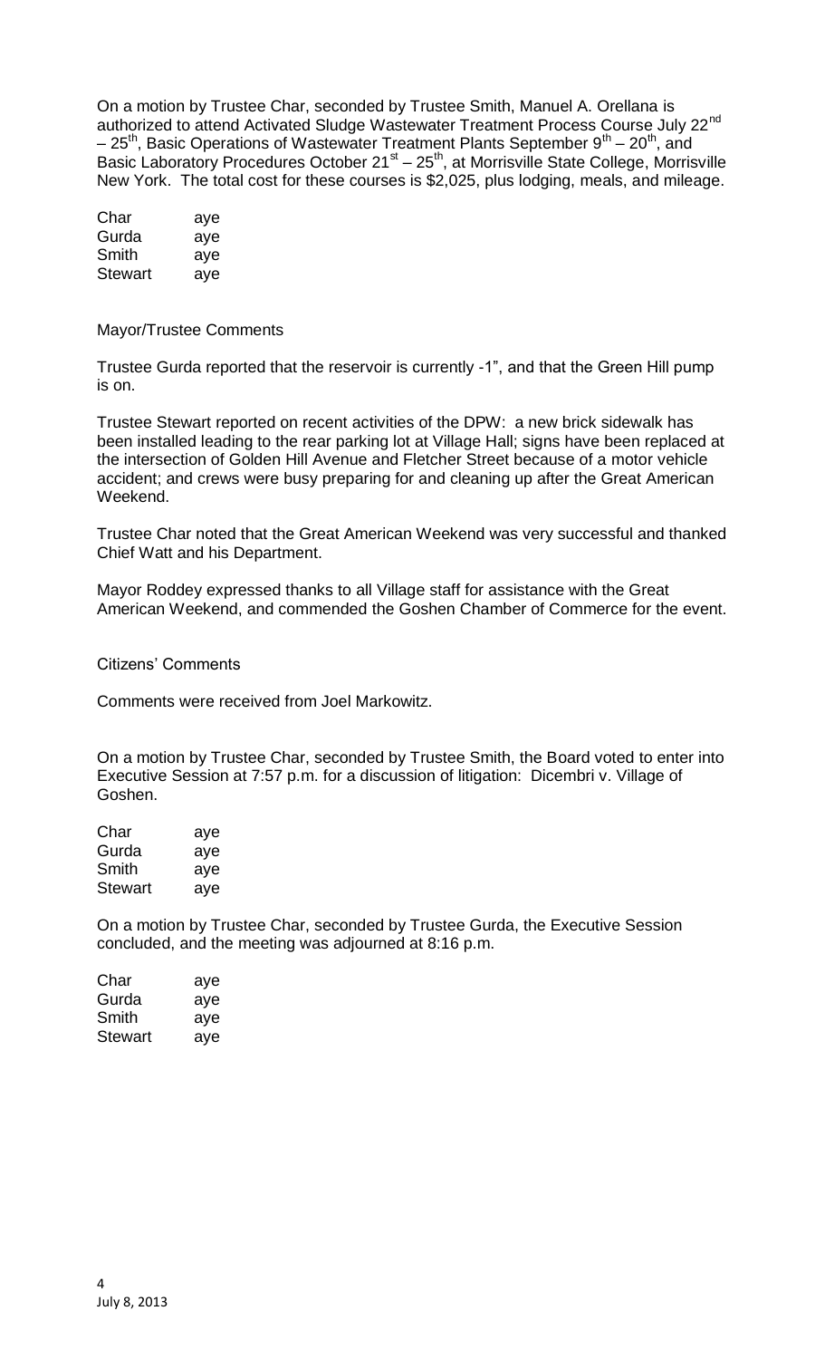On a motion by Trustee Char, seconded by Trustee Smith, Manuel A. Orellana is authorized to attend Activated Sludge Wastewater Treatment Process Course July 22nd – 25th, Basic Operations of Wastewater Treatment Plants September 9th – 20th, and Basic Laboratory Procedures October 21st – 25th, at Morrisville State College, Morrisville New York. The total cost for these courses is $2,025, plus lodging, meals, and mileage.

| | |
|---|---|
| Char | aye |
| Gurda | aye |
| Smith | aye |
| Stewart | aye |

Mayor/Trustee Comments

Trustee Gurda reported that the reservoir is currently -1", and that the Green Hill pump is on.

Trustee Stewart reported on recent activities of the DPW: a new brick sidewalk has been installed leading to the rear parking lot at Village Hall; signs have been replaced at the intersection of Golden Hill Avenue and Fletcher Street because of a motor vehicle accident; and crews were busy preparing for and cleaning up after the Great American Weekend.

Trustee Char noted that the Great American Weekend was very successful and thanked Chief Watt and his Department.

Mayor Roddey expressed thanks to all Village staff for assistance with the Great American Weekend, and commended the Goshen Chamber of Commerce for the event.

Citizens' Comments

Comments were received from Joel Markowitz.

On a motion by Trustee Char, seconded by Trustee Smith, the Board voted to enter into Executive Session at 7:57 p.m. for a discussion of litigation: Dicembri v. Village of Goshen.

| | |
|---|---|
| Char | aye |
| Gurda | aye |
| Smith | aye |
| Stewart | aye |

On a motion by Trustee Char, seconded by Trustee Gurda, the Executive Session concluded, and the meeting was adjourned at 8:16 p.m.

| | |
|---|---|
| Char | aye |
| Gurda | aye |
| Smith | aye |
| Stewart | aye |